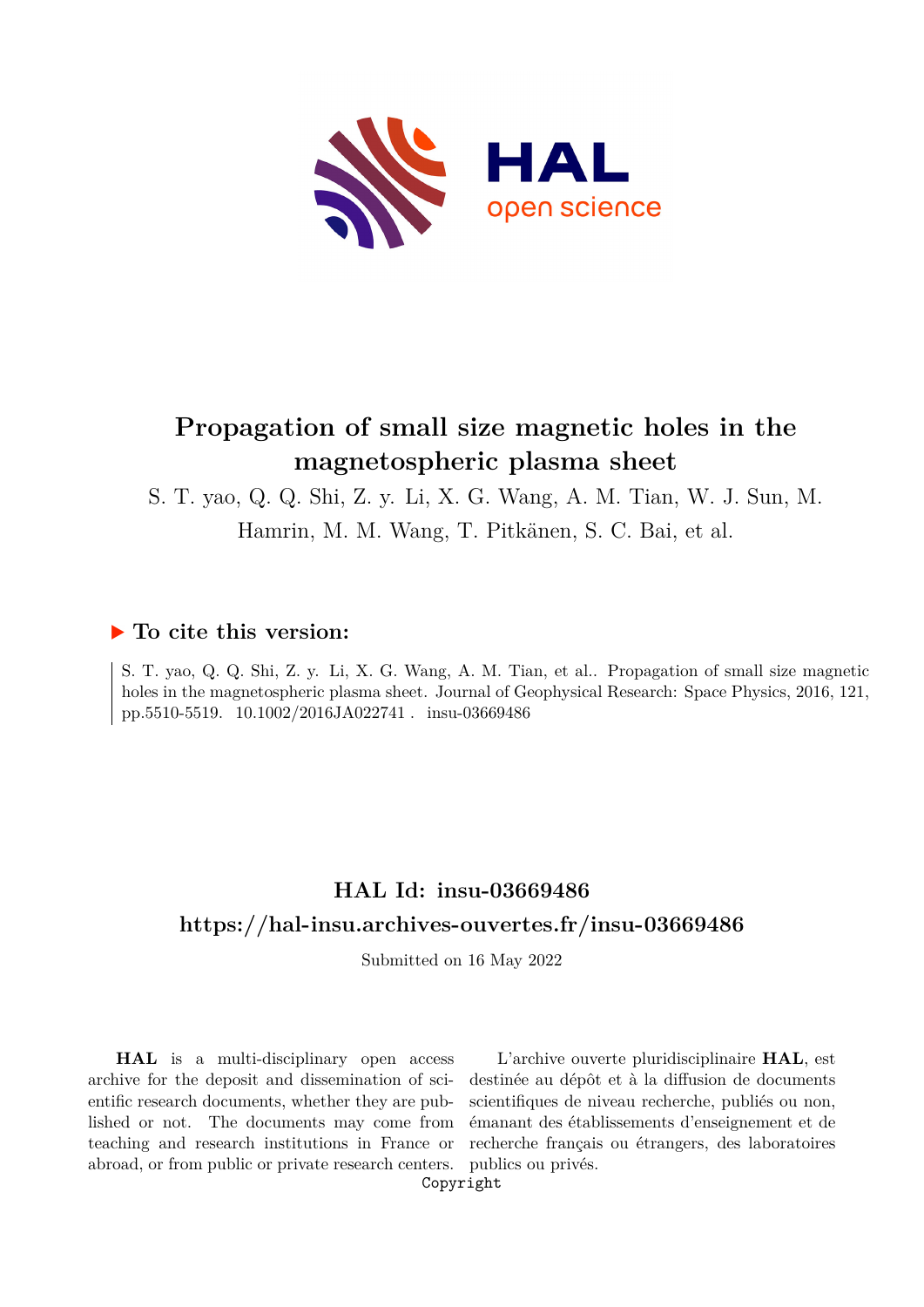# Propagation of small size magnetic holes in the magnetospheric plasma sheet

S. T. yao, Q. Q. Shi, Z. y. Li, X. G. Wang, A. M. Tian, W. J. Sun, M. Hamrin, M. M. Wang, T. Pitkänen, S. C. Bai, et al.

## ▶ To cite this version:

S. T. yao, Q. Q. Shi, Z. y. Li, X. G. Wang, A. M. Tian, et al.. Propagation of small size magnetic holes in the magnetospheric plasma sheet. Journal of Geophysical Research: Space Physics, 2016, 121, pp.5510-5519. 10.1002/2016JA022741 . insu-03669486

## HAL Id: insu-03669486

## https://hal-insu.archives-ouvertes.fr/insu-03669486

Submitted on 16 May 2022

**HAL** is a multi-disciplinary open access archive for the deposit and dissemination of scientific research documents, whether they are published or not. The documents may come from teaching and research institutions in France or abroad, or from public or private research centers.

L'archive ouverte pluridisciplinaire **HAL**, est destinée au dépôt et à la diffusion de documents scientifiques de niveau recherche, publiés ou non, émanant des établissements d'enseignement et de recherche français ou étrangers, des laboratoires publics ou privés.

Copyright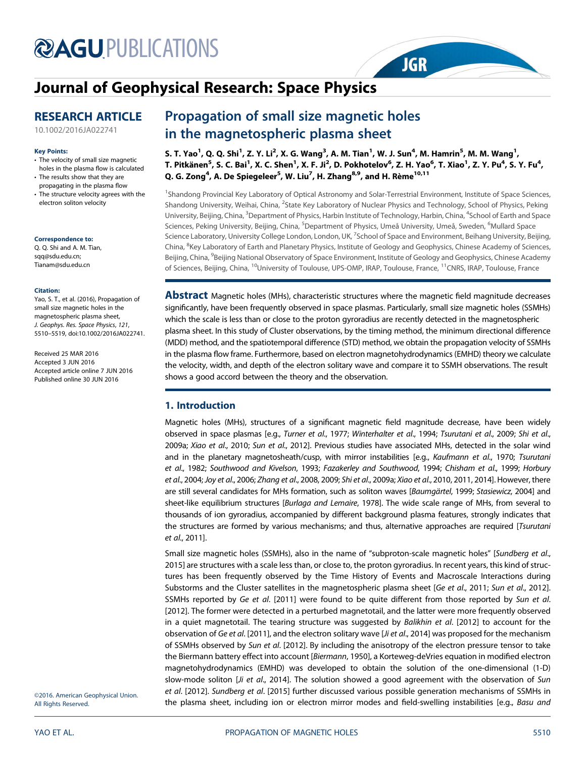# Propagation of small size magnetic holes in the magnetospheric plasma sheet

S. T. Yao[1], Q. Q. Shi[1], Z. Y. Li[2], X. G. Wang[3], A. M. Tian[1], W. J. Sun[4], M. Hamrin[5], M. M. Wang[1], T. Pitkänen[5], S. C. Bai[1], X. C. Shen[1], X. F. Ji[2], D. Pokhotelov[6], Z. H. Yao[6], T. Xiao[1], Z. Y. Pu[4], S. Y. Fu[4], Q. G. Zong[4], A. De Spiegeleer[5], W. Liu[7], H. Zhang[8,9], and H. Rème[10,11]

[1]Shandong Provincial Key Laboratory of Optical Astronomy and Solar-Terrestrial Environment, Institute of Space Sciences, Shandong University, Weihai, China, [2]State Key Laboratory of Nuclear Physics and Technology, School of Physics, Peking University, Beijing, China, [3]Department of Physics, Harbin Institute of Technology, Harbin, China, [4]School of Earth and Space Sciences, Peking University, Beijing, China, [5]Department of Physics, Umeå University, Umeå, Sweden, [6]Mullard Space Science Laboratory, University College London, London, UK, [7]School of Space and Environment, Beihang University, Beijing, China, [8]Key Laboratory of Earth and Planetary Physics, Institute of Geology and Geophysics, Chinese Academy of Sciences, Beijing, China, [9]Beijing National Observatory of Space Environment, Institute of Geology and Geophysics, Chinese Academy of Sciences, Beijing, China, [10]University of Toulouse, UPS-OMP, IRAP, Toulouse, France, [11]CNRS, IRAP, Toulouse, France

**RESEARCH ARTICLE**
10.1002/2016JA022741

**Key Points:**
- The velocity of small size magnetic holes in the plasma flow is calculated
- The results show that they are propagating in the plasma flow
- The structure velocity agrees with the electron soliton velocity

**Correspondence to:**
Q. Q. Shi and A. M. Tian,
sqq@sdu.edu.cn;
Tianam@sdu.edu.cn

**Citation:**
Yao, S. T., et al. (2016), Propagation of small size magnetic holes in the magnetospheric plasma sheet, *J. Geophys. Res. Space Physics*, *121*, 5510–5519, doi:10.1002/2016JA022741.

Received 25 MAR 2016
Accepted 3 JUN 2016
Accepted article online 7 JUN 2016
Published online 30 JUN 2016

©2016. American Geophysical Union. All Rights Reserved.

**Abstract** Magnetic holes (MHs), characteristic structures where the magnetic field magnitude decreases significantly, have been frequently observed in space plasmas. Particularly, small size magnetic holes (SSMHs) which the scale is less than or close to the proton gyroradius are recently detected in the magnetospheric plasma sheet. In this study of Cluster observations, by the timing method, the minimum directional difference (MDD) method, and the spatiotemporal difference (STD) method, we obtain the propagation velocity of SSMHs in the plasma flow frame. Furthermore, based on electron magnetohydrodynamics (EMHD) theory we calculate the velocity, width, and depth of the electron solitary wave and compare it to SSMH observations. The result shows a good accord between the theory and the observation.

## 1. Introduction

Magnetic holes (MHs), structures of a significant magnetic field magnitude decrease, have been widely observed in space plasmas [e.g., *Turner et al.*, 1977; *Winterhalter et al.*, 1994; *Tsurutani et al.*, 2009; *Shi et al.*, 2009a; *Xiao et al.*, 2010; *Sun et al.*, 2012]. Previous studies have associated MHs, detected in the solar wind and in the planetary magnetosheath/cusp, with mirror instabilities [e.g., *Kaufmann et al.*, 1970; *Tsurutani et al.*, 1982; *Southwood and Kivelson*, 1993; *Fazakerley and Southwood*, 1994; *Chisham et al.*, 1999; *Horbury et al.*, 2004; *Joy et al.*, 2006; *Zhang et al.*, 2008, 2009; *Shi et al.*, 2009a; *Xiao et al.*, 2010, 2011, 2014]. However, there are still several candidates for MHs formation, such as soliton waves [*Baumgärtel*, 1999; *Stasiewicz*, 2004] and sheet-like equilibrium structures [*Burlaga and Lemaire*, 1978]. The wide scale range of MHs, from several to thousands of ion gyroradius, accompanied by different background plasma features, strongly indicates that the structures are formed by various mechanisms; and thus, alternative approaches are required [*Tsurutani et al.*, 2011].

Small size magnetic holes (SSMHs), also in the name of "subproton-scale magnetic holes" [*Sundberg et al.*, 2015] are structures with a scale less than, or close to, the proton gyroradius. In recent years, this kind of structures has been frequently observed by the Time History of Events and Macroscale Interactions during Substorms and the Cluster satellites in the magnetospheric plasma sheet [*Ge et al.*, 2011; *Sun et al.*, 2012]. SSMHs reported by *Ge et al.* [2011] were found to be quite different from those reported by *Sun et al.* [2012]. The former were detected in a perturbed magnetotail, and the latter were more frequently observed in a quiet magnetotail. The tearing structure was suggested by *Balikhin et al.* [2012] to account for the observation of *Ge et al.* [2011], and the electron solitary wave [*Ji et al.*, 2014] was proposed for the mechanism of SSMHs observed by *Sun et al.* [2012]. By including the anisotropy of the electron pressure tensor to take the Biermann battery effect into account [*Biermann*, 1950], a Korteweg-deVries equation in modified electron magnetohydrodynamics (EMHD) was developed to obtain the solution of the one-dimensional (1-D) slow-mode soliton [*Ji et al.*, 2014]. The solution showed a good agreement with the observation of *Sun et al.* [2012]. *Sundberg et al.* [2015] further discussed various possible generation mechanisms of SSMHs in the plasma sheet, including ion or electron mirror modes and field-swelling instabilities [e.g., *Basu and*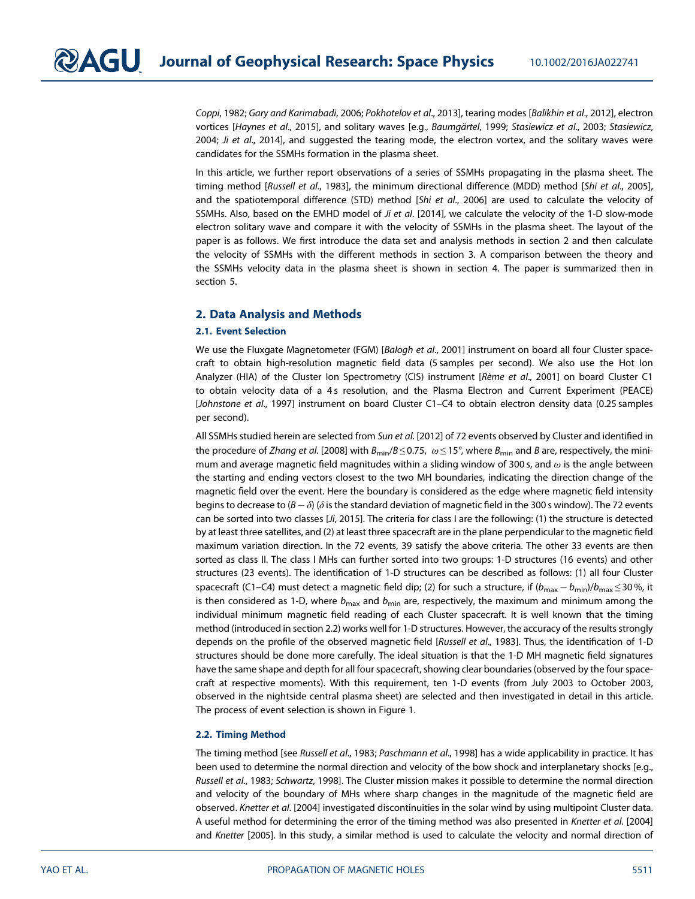*Coppi*, 1982; *Gary and Karimabadi*, 2006; *Pokhotelov et al*., 2013], tearing modes [*Balikhin et al*., 2012], electron vortices [*Haynes et al*., 2015], and solitary waves [e.g., *Baumgärtel*, 1999; *Stasiewicz et al*., 2003; *Stasiewicz*, 2004; *Ji et al*., 2014], and suggested the tearing mode, the electron vortex, and the solitary waves were candidates for the SSMHs formation in the plasma sheet.

In this article, we further report observations of a series of SSMHs propagating in the plasma sheet. The timing method [*Russell et al*., 1983], the minimum directional difference (MDD) method [*Shi et al*., 2005], and the spatiotemporal difference (STD) method [*Shi et al*., 2006] are used to calculate the velocity of SSMHs. Also, based on the EMHD model of *Ji et al*. [2014], we calculate the velocity of the 1-D slow-mode electron solitary wave and compare it with the velocity of SSMHs in the plasma sheet. The layout of the paper is as follows. We first introduce the data set and analysis methods in section 2 and then calculate the velocity of SSMHs with the different methods in section 3. A comparison between the theory and the SSMHs velocity data in the plasma sheet is shown in section 4. The paper is summarized then in section 5.

## 2. Data Analysis and Methods

### 2.1. Event Selection

We use the Fluxgate Magnetometer (FGM) [*Balogh et al*., 2001] instrument on board all four Cluster spacecraft to obtain high-resolution magnetic field data (5 samples per second). We also use the Hot Ion Analyzer (HIA) of the Cluster Ion Spectrometry (CIS) instrument [*Rème et al*., 2001] on board Cluster C1 to obtain velocity data of a 4 s resolution, and the Plasma Electron and Current Experiment (PEACE) [*Johnstone et al*., 1997] instrument on board Cluster C1–C4 to obtain electron density data (0.25 samples per second).

All SSMHs studied herein are selected from *Sun et al*. [2012] of 72 events observed by Cluster and identified in the procedure of *Zhang et al*. [2008] with $B_{\min}/B \leq 0.75$, $\omega \leq 15°$, where $B_{\min}$ and $B$ are, respectively, the minimum and average magnetic field magnitudes within a sliding window of 300 s, and $\omega$ is the angle between the starting and ending vectors closest to the two MH boundaries, indicating the direction change of the magnetic field over the event. Here the boundary is considered as the edge where magnetic field intensity begins to decrease to $(B - \delta)$ ($\delta$ is the standard deviation of magnetic field in the 300 s window). The 72 events can be sorted into two classes [*Ji*, 2015]. The criteria for class I are the following: (1) the structure is detected by at least three satellites, and (2) at least three spacecraft are in the plane perpendicular to the magnetic field maximum variation direction. In the 72 events, 39 satisfy the above criteria. The other 33 events are then sorted as class II. The class I MHs can further sorted into two groups: 1-D structures (16 events) and other structures (23 events). The identification of 1-D structures can be described as follows: (1) all four Cluster spacecraft (C1–C4) must detect a magnetic field dip; (2) for such a structure, if $(b_{\max} - b_{\min})/b_{\max} \leq 30\,\%$, it is then considered as 1-D, where $b_{\max}$ and $b_{\min}$ are, respectively, the maximum and minimum among the individual minimum magnetic field reading of each Cluster spacecraft. It is well known that the timing method (introduced in section 2.2) works well for 1-D structures. However, the accuracy of the results strongly depends on the profile of the observed magnetic field [*Russell et al*., 1983]. Thus, the identification of 1-D structures should be done more carefully. The ideal situation is that the 1-D MH magnetic field signatures have the same shape and depth for all four spacecraft, showing clear boundaries (observed by the four spacecraft at respective moments). With this requirement, ten 1-D events (from July 2003 to October 2003, observed in the nightside central plasma sheet) are selected and then investigated in detail in this article. The process of event selection is shown in Figure 1.

### 2.2. Timing Method

The timing method [see *Russell et al*., 1983; *Paschmann et al*., 1998] has a wide applicability in practice. It has been used to determine the normal direction and velocity of the bow shock and interplanetary shocks [e.g., *Russell et al*., 1983; *Schwartz*, 1998]. The Cluster mission makes it possible to determine the normal direction and velocity of the boundary of MHs where sharp changes in the magnitude of the magnetic field are observed. *Knetter et al*. [2004] investigated discontinuities in the solar wind by using multipoint Cluster data. A useful method for determining the error of the timing method was also presented in *Knetter et al*. [2004] and *Knetter* [2005]. In this study, a similar method is used to calculate the velocity and normal direction of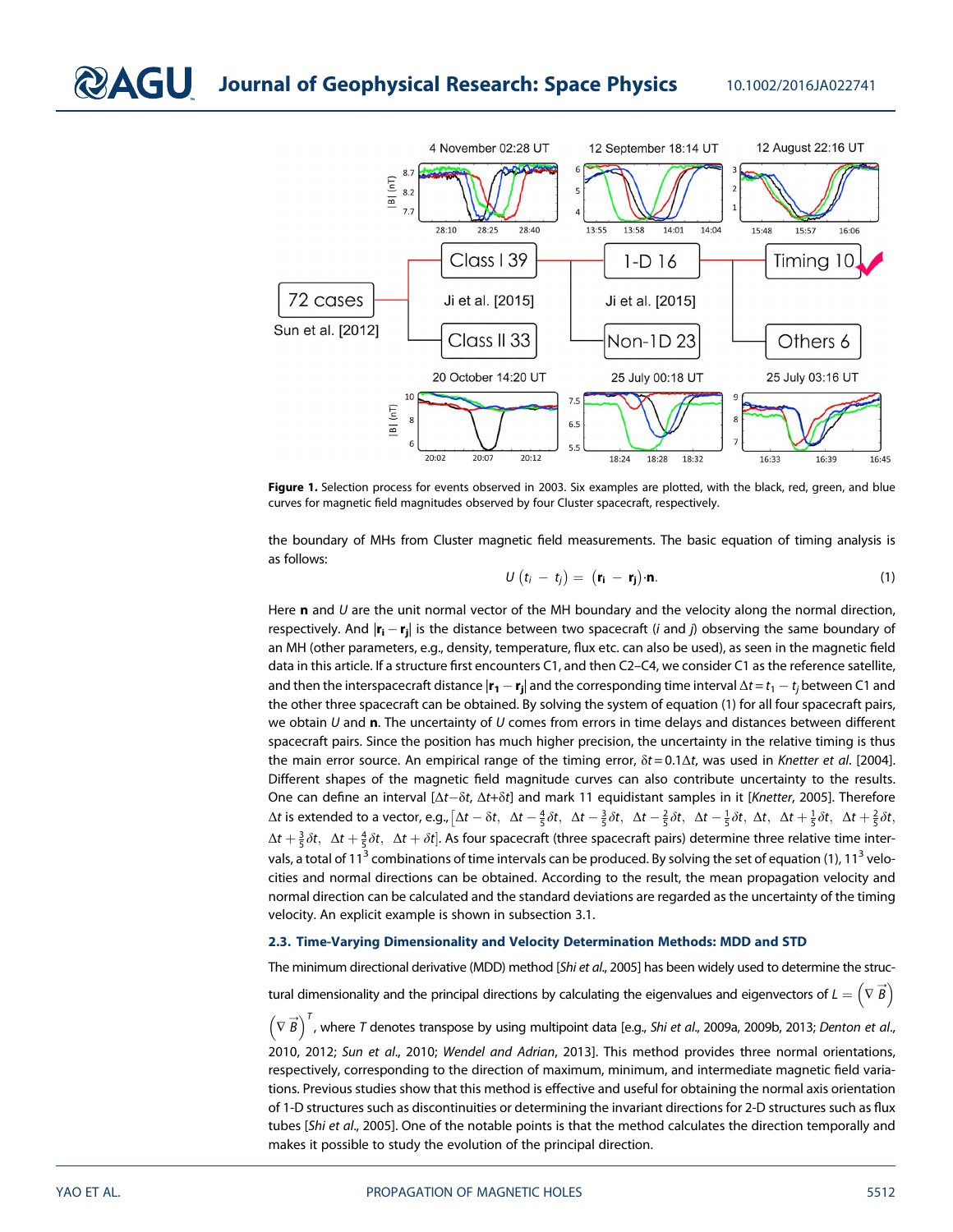**Figure 1.** Selection process for events observed in 2003. Six examples are plotted, with the black, red, green, and blue curves for magnetic field magnitudes observed by four Cluster spacecraft, respectively.

the boundary of MHs from Cluster magnetic field measurements. The basic equation of timing analysis is as follows:

$$U\left(t_i - t_j\right) = \left(\mathbf{r_i} - \mathbf{r_j}\right)\cdot\mathbf{n}. \tag{1}$$

Here $\mathbf{n}$ and $U$ are the unit normal vector of the MH boundary and the velocity along the normal direction, respectively. And $|\mathbf{r_i} - \mathbf{r_j}|$ is the distance between two spacecraft ($i$ and $j$) observing the same boundary of an MH (other parameters, e.g., density, temperature, flux etc. can also be used), as seen in the magnetic field data in this article. If a structure first encounters C1, and then C2–C4, we consider C1 as the reference satellite, and then the interspacecraft distance $|\mathbf{r_1} - \mathbf{r_j}|$ and the corresponding time interval $\Delta t = t_1 - t_j$ between C1 and the other three spacecraft can be obtained. By solving the system of equation (1) for all four spacecraft pairs, we obtain $U$ and $\mathbf{n}$. The uncertainty of $U$ comes from errors in time delays and distances between different spacecraft pairs. Since the position has much higher precision, the uncertainty in the relative timing is thus the main error source. An empirical range of the timing error, $\delta t = 0.1\Delta t$, was used in *Knetter et al.* [2004]. Different shapes of the magnetic field magnitude curves can also contribute uncertainty to the results. One can define an interval $[\Delta t - \delta t, \Delta t + \delta t]$ and mark 11 equidistant samples in it [*Knetter*, 2005]. Therefore $\Delta t$ is extended to a vector, e.g., $\left[\Delta t - \delta t,\ \Delta t - \frac{4}{5}\delta t,\ \Delta t - \frac{3}{5}\delta t,\ \Delta t - \frac{2}{5}\delta t,\ \Delta t - \frac{1}{5}\delta t,\ \Delta t,\ \Delta t + \frac{1}{5}\delta t,\ \Delta t + \frac{2}{5}\delta t,\ \Delta t + \frac{3}{5}\delta t,\ \Delta t + \frac{4}{5}\delta t,\ \Delta t + \delta t\right]$. As four spacecraft (three spacecraft pairs) determine three relative time intervals, a total of $11^3$ combinations of time intervals can be produced. By solving the set of equation (1), $11^3$ velocities and normal directions can be obtained. According to the result, the mean propagation velocity and normal direction can be calculated and the standard deviations are regarded as the uncertainty of the timing velocity. An explicit example is shown in subsection 3.1.

### 2.3. Time-Varying Dimensionality and Velocity Determination Methods: MDD and STD

The minimum directional derivative (MDD) method [*Shi et al.*, 2005] has been widely used to determine the structural dimensionality and the principal directions by calculating the eigenvalues and eigenvectors of $L = \left(\nabla \vec{B}\right)\left(\nabla \vec{B}\right)^T$, where $T$ denotes transpose by using multipoint data [e.g., *Shi et al.*, 2009a, 2009b, 2013; *Denton et al.*, 2010, 2012; *Sun et al.*, 2010; *Wendel and Adrian*, 2013]. This method provides three normal orientations, respectively, corresponding to the direction of maximum, minimum, and intermediate magnetic field variations. Previous studies show that this method is effective and useful for obtaining the normal axis orientation of 1-D structures such as discontinuities or determining the invariant directions for 2-D structures such as flux tubes [*Shi et al.*, 2005]. One of the notable points is that the method calculates the direction temporally and makes it possible to study the evolution of the principal direction.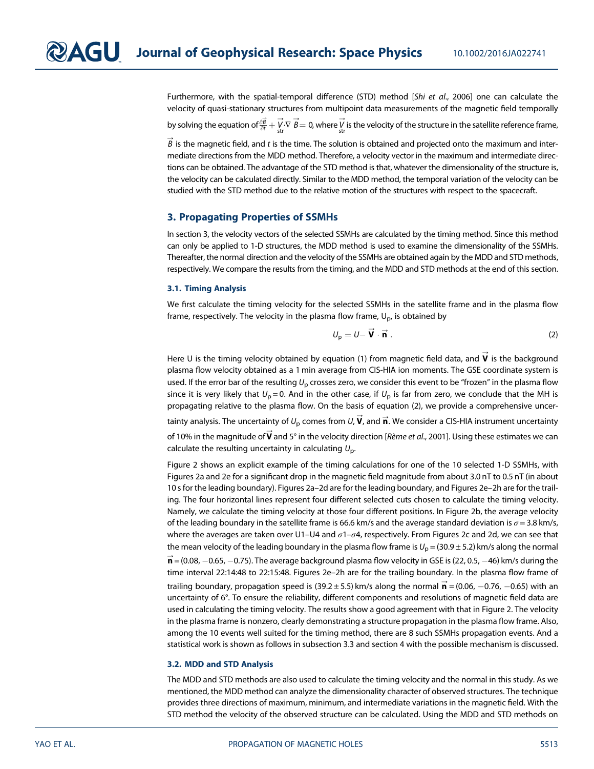Furthermore, with the spatial-temporal difference (STD) method [*Shi et al.*, 2006] one can calculate the velocity of quasi-stationary structures from multipoint data measurements of the magnetic field temporally by solving the equation of $\frac{\partial \vec{B}}{\partial t} + \vec{V}_{\text{str}} \cdot \nabla \vec{B} = 0$, where $\vec{V}_{\text{str}}$ is the velocity of the structure in the satellite reference frame, $\vec{B}$ is the magnetic field, and $t$ is the time. The solution is obtained and projected onto the maximum and intermediate directions from the MDD method. Therefore, a velocity vector in the maximum and intermediate directions can be obtained. The advantage of the STD method is that, whatever the dimensionality of the structure is, the velocity can be calculated directly. Similar to the MDD method, the temporal variation of the velocity can be studied with the STD method due to the relative motion of the structures with respect to the spacecraft.

## 3. Propagating Properties of SSMHs

In section 3, the velocity vectors of the selected SSMHs are calculated by the timing method. Since this method can only be applied to 1-D structures, the MDD method is used to examine the dimensionality of the SSMHs. Thereafter, the normal direction and the velocity of the SSMHs are obtained again by the MDD and STD methods, respectively. We compare the results from the timing, and the MDD and STD methods at the end of this section.

### 3.1. Timing Analysis

We first calculate the timing velocity for the selected SSMHs in the satellite frame and in the plasma flow frame, respectively. The velocity in the plasma flow frame, $U_p$, is obtained by

$$U_p = U - \vec{\mathbf{V}} \cdot \vec{\mathbf{n}} . \tag{2}$$

Here U is the timing velocity obtained by equation (1) from magnetic field data, and $\vec{\mathbf{V}}$ is the background plasma flow velocity obtained as a 1 min average from CIS-HIA ion moments. The GSE coordinate system is used. If the error bar of the resulting $U_p$ crosses zero, we consider this event to be "frozen" in the plasma flow since it is very likely that $U_p = 0$. And in the other case, if $U_p$ is far from zero, we conclude that the MH is propagating relative to the plasma flow. On the basis of equation (2), we provide a comprehensive uncertainty analysis. The uncertainty of $U_p$ comes from $U$, $\vec{\mathbf{V}}$, and $\vec{\mathbf{n}}$. We consider a CIS-HIA instrument uncertainty of 10% in the magnitude of $\vec{\mathbf{V}}$ and 5° in the velocity direction [*Rème et al.*, 2001]. Using these estimates we can calculate the resulting uncertainty in calculating $U_p$.

Figure 2 shows an explicit example of the timing calculations for one of the 10 selected 1-D SSMHs, with Figures 2a and 2e for a significant drop in the magnetic field magnitude from about 3.0 nT to 0.5 nT (in about 10 s for the leading boundary). Figures 2a–2d are for the leading boundary, and Figures 2e–2h are for the trailing. The four horizontal lines represent four different selected cuts chosen to calculate the timing velocity. Namely, we calculate the timing velocity at those four different positions. In Figure 2b, the average velocity of the leading boundary in the satellite frame is 66.6 km/s and the average standard deviation is $\sigma = 3.8$ km/s, where the averages are taken over U1–U4 and $\sigma$1–$\sigma$4, respectively. From Figures 2c and 2d, we can see that the mean velocity of the leading boundary in the plasma flow frame is $U_p = (30.9 \pm 5.2)$ km/s along the normal $\vec{\mathbf{n}} = (0.08, -0.65, -0.75)$. The average background plasma flow velocity in GSE is (22, 0.5, −46) km/s during the time interval 22:14:48 to 22:15:48. Figures 2e–2h are for the trailing boundary. In the plasma flow frame of trailing boundary, propagation speed is $(39.2 \pm 5.5)$ km/s along the normal $\vec{\mathbf{n}} = (0.06, -0.76, -0.65)$ with an uncertainty of 6°. To ensure the reliability, different components and resolutions of magnetic field data are used in calculating the timing velocity. The results show a good agreement with that in Figure 2. The velocity in the plasma frame is nonzero, clearly demonstrating a structure propagation in the plasma flow frame. Also, among the 10 events well suited for the timing method, there are 8 such SSMHs propagation events. And a statistical work is shown as follows in subsection 3.3 and section 4 with the possible mechanism is discussed.

### 3.2. MDD and STD Analysis

The MDD and STD methods are also used to calculate the timing velocity and the normal in this study. As we mentioned, the MDD method can analyze the dimensionality character of observed structures. The technique provides three directions of maximum, minimum, and intermediate variations in the magnetic field. With the STD method the velocity of the observed structure can be calculated. Using the MDD and STD methods on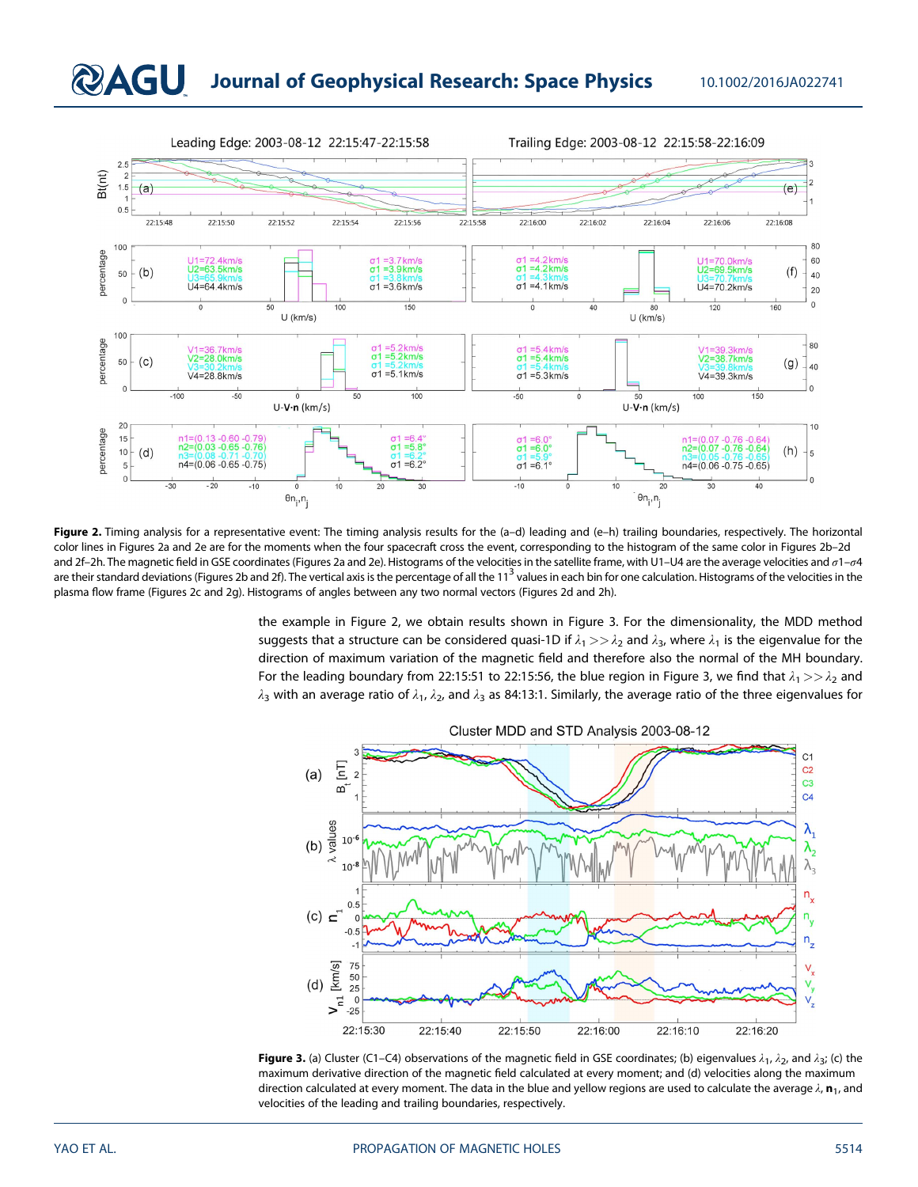**Figure 2.** Timing analysis for a representative event: The timing analysis results for the (a–d) leading and (e–h) trailing boundaries, respectively. The horizontal color lines in Figures 2a and 2e are for the moments when the four spacecraft cross the event, corresponding to the histogram of the same color in Figures 2b–2d and 2f–2h. The magnetic field in GSE coordinates (Figures 2a and 2e). Histograms of the velocities in the satellite frame, with U1–U4 are the average velocities and $\sigma 1$–$\sigma 4$ are their standard deviations (Figures 2b and 2f). The vertical axis is the percentage of all the $11^3$ values in each bin for one calculation. Histograms of the velocities in the plasma flow frame (Figures 2c and 2g). Histograms of angles between any two normal vectors (Figures 2d and 2h).

the example in Figure 2, we obtain results shown in Figure 3. For the dimensionality, the MDD method suggests that a structure can be considered quasi-1D if $\lambda_1 >> \lambda_2$ and $\lambda_3$, where $\lambda_1$ is the eigenvalue for the direction of maximum variation of the magnetic field and therefore also the normal of the MH boundary. For the leading boundary from 22:15:51 to 22:15:56, the blue region in Figure 3, we find that $\lambda_1 >> \lambda_2$ and $\lambda_3$ with an average ratio of $\lambda_1$, $\lambda_2$, and $\lambda_3$ as 84:13:1. Similarly, the average ratio of the three eigenvalues for

**Figure 3.** (a) Cluster (C1–C4) observations of the magnetic field in GSE coordinates; (b) eigenvalues $\lambda_1$, $\lambda_2$, and $\lambda_3$; (c) the maximum derivative direction of the magnetic field calculated at every moment; and (d) velocities along the maximum direction calculated at every moment. The data in the blue and yellow regions are used to calculate the average $\lambda$, $\mathbf{n}_1$, and velocities of the leading and trailing boundaries, respectively.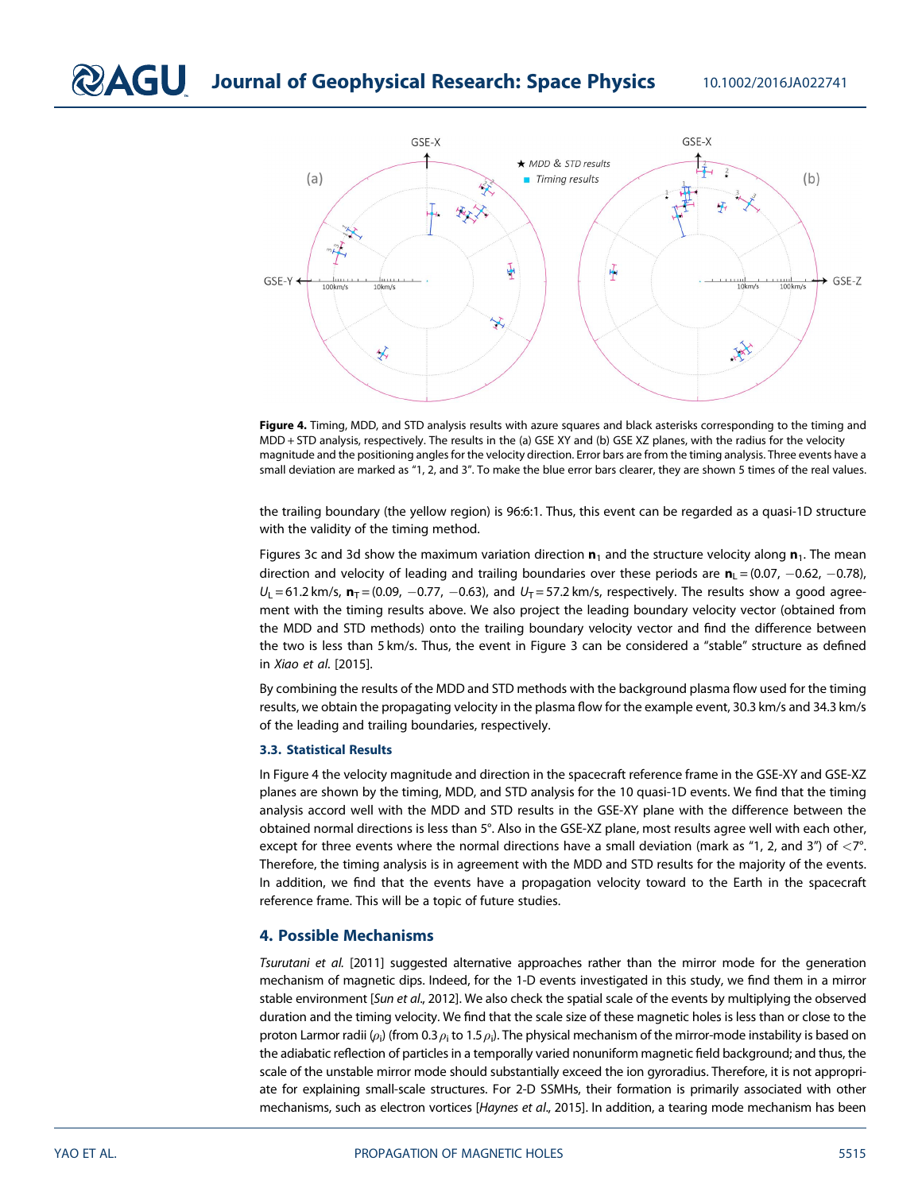**Figure 4.** Timing, MDD, and STD analysis results with azure squares and black asterisks corresponding to the timing and MDD + STD analysis, respectively. The results in the (a) GSE XY and (b) GSE XZ planes, with the radius for the velocity magnitude and the positioning angles for the velocity direction. Error bars are from the timing analysis. Three events have a small deviation are marked as "1, 2, and 3". To make the blue error bars clearer, they are shown 5 times of the real values.

the trailing boundary (the yellow region) is 96:6:1. Thus, this event can be regarded as a quasi-1D structure with the validity of the timing method.

Figures 3c and 3d show the maximum variation direction $\mathbf{n}_1$ and the structure velocity along $\mathbf{n}_1$. The mean direction and velocity of leading and trailing boundaries over these periods are $\mathbf{n}_L = (0.07, -0.62, -0.78)$, $U_L = 61.2$ km/s, $\mathbf{n}_T = (0.09, -0.77, -0.63)$, and $U_T = 57.2$ km/s, respectively. The results show a good agreement with the timing results above. We also project the leading boundary velocity vector (obtained from the MDD and STD methods) onto the trailing boundary velocity vector and find the difference between the two is less than 5 km/s. Thus, the event in Figure 3 can be considered a "stable" structure as defined in *Xiao et al.* [2015].

By combining the results of the MDD and STD methods with the background plasma flow used for the timing results, we obtain the propagating velocity in the plasma flow for the example event, 30.3 km/s and 34.3 km/s of the leading and trailing boundaries, respectively.

### 3.3. Statistical Results

In Figure 4 the velocity magnitude and direction in the spacecraft reference frame in the GSE-XY and GSE-XZ planes are shown by the timing, MDD, and STD analysis for the 10 quasi-1D events. We find that the timing analysis accord well with the MDD and STD results in the GSE-XY plane with the difference between the obtained normal directions is less than 5°. Also in the GSE-XZ plane, most results agree well with each other, except for three events where the normal directions have a small deviation (mark as "1, 2, and 3") of <7°. Therefore, the timing analysis is in agreement with the MDD and STD results for the majority of the events. In addition, we find that the events have a propagation velocity toward to the Earth in the spacecraft reference frame. This will be a topic of future studies.

## 4. Possible Mechanisms

*Tsurutani et al.* [2011] suggested alternative approaches rather than the mirror mode for the generation mechanism of magnetic dips. Indeed, for the 1-D events investigated in this study, we find them in a mirror stable environment [*Sun et al.*, 2012]. We also check the spatial scale of the events by multiplying the observed duration and the timing velocity. We find that the scale size of these magnetic holes is less than or close to the proton Larmor radii ($\rho_i$) (from $0.3\,\rho_i$ to $1.5\,\rho_i$). The physical mechanism of the mirror-mode instability is based on the adiabatic reflection of particles in a temporally varied nonuniform magnetic field background; and thus, the scale of the unstable mirror mode should substantially exceed the ion gyroradius. Therefore, it is not appropriate for explaining small-scale structures. For 2-D SSMHs, their formation is primarily associated with other mechanisms, such as electron vortices [*Haynes et al.*, 2015]. In addition, a tearing mode mechanism has been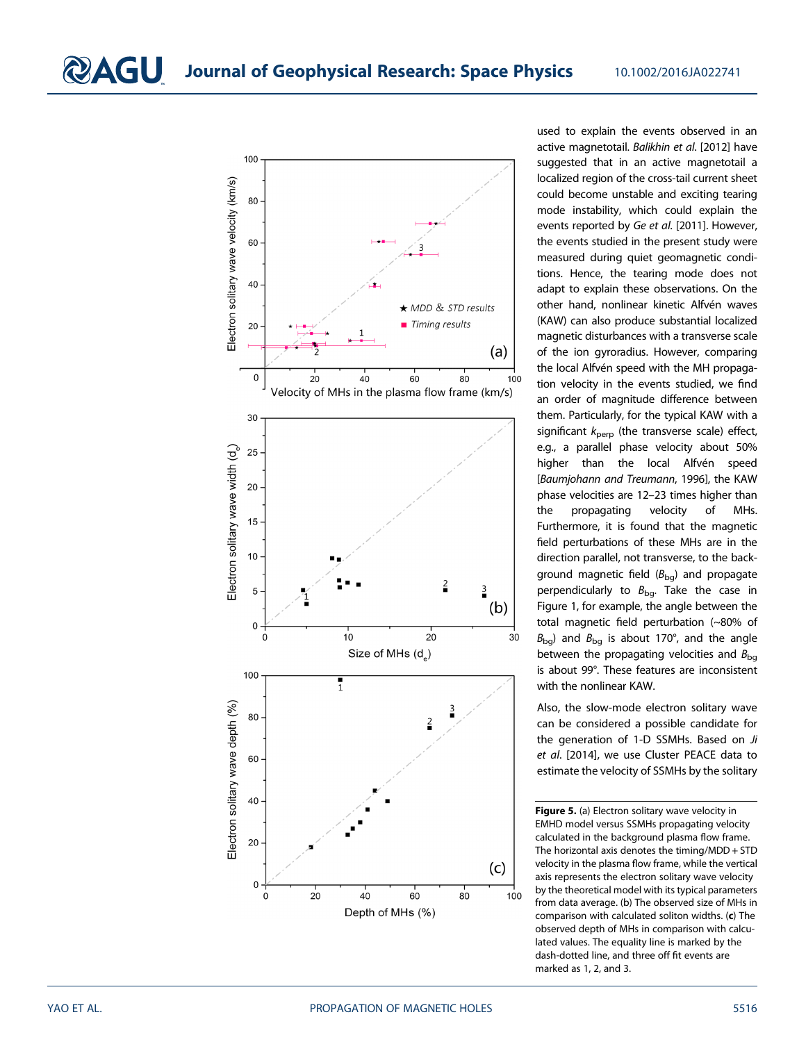used to explain the events observed in an active magnetotail. *Balikhin et al.* [2012] have suggested that in an active magnetotail a localized region of the cross-tail current sheet could become unstable and exciting tearing mode instability, which could explain the events reported by *Ge et al.* [2011]. However, the events studied in the present study were measured during quiet geomagnetic conditions. Hence, the tearing mode does not adapt to explain these observations. On the other hand, nonlinear kinetic Alfvén waves (KAW) can also produce substantial localized magnetic disturbances with a transverse scale of the ion gyroradius. However, comparing the local Alfvén speed with the MH propagation velocity in the events studied, we find an order of magnitude difference between them. Particularly, for the typical KAW with a significant $k_{perp}$ (the transverse scale) effect, e.g., a parallel phase velocity about 50% higher than the local Alfvén speed [*Baumjohann and Treumann*, 1996], the KAW phase velocities are 12–23 times higher than the propagating velocity of MHs. Furthermore, it is found that the magnetic field perturbations of these MHs are in the direction parallel, not transverse, to the background magnetic field ($B_{bg}$) and propagate perpendicularly to $B_{bg}$. Take the case in Figure 1, for example, the angle between the total magnetic field perturbation (~80% of $B_{bg}$) and $B_{bg}$ is about 170°, and the angle between the propagating velocities and $B_{bg}$ is about 99°. These features are inconsistent with the nonlinear KAW.

Also, the slow-mode electron solitary wave can be considered a possible candidate for the generation of 1-D SSMHs. Based on *Ji et al.* [2014], we use Cluster PEACE data to estimate the velocity of SSMHs by the solitary

**Figure 5.** (a) Electron solitary wave velocity in EMHD model versus SSMHs propagating velocity calculated in the background plasma flow frame. The horizontal axis denotes the timing/MDD + STD velocity in the plasma flow frame, while the vertical axis represents the electron solitary wave velocity by the theoretical model with its typical parameters from data average. (b) The observed size of MHs in comparison with calculated soliton widths. (**c**) The observed depth of MHs in comparison with calculated values. The equality line is marked by the dash-dotted line, and three off fit events are marked as 1, 2, and 3.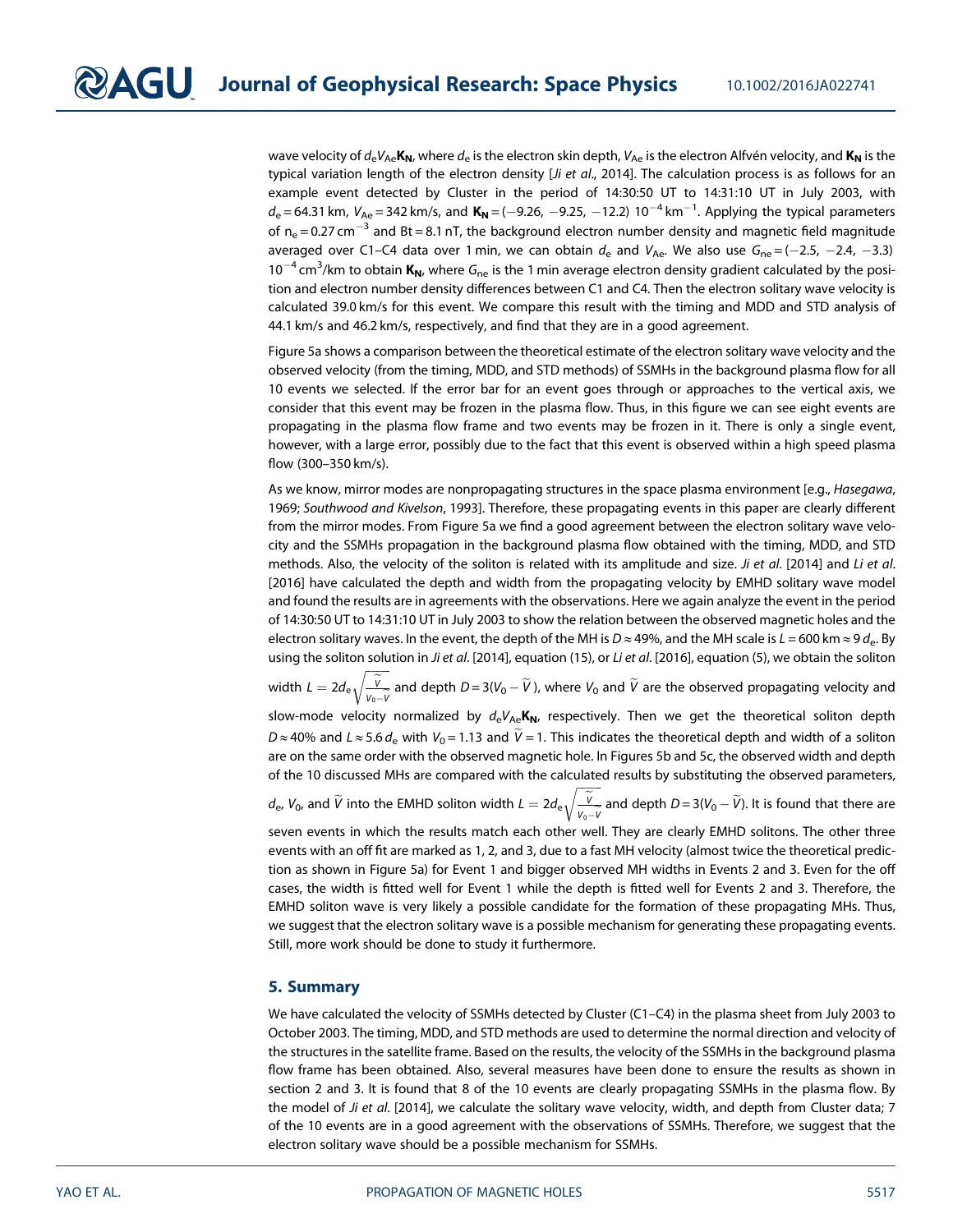wave velocity of $d_e V_{Ae} \mathbf{K_N}$, where $d_e$ is the electron skin depth, $V_{Ae}$ is the electron Alfvén velocity, and $\mathbf{K_N}$ is the typical variation length of the electron density [*Ji et al.*, 2014]. The calculation process is as follows for an example event detected by Cluster in the period of 14:30:50 UT to 14:31:10 UT in July 2003, with $d_e = 64.31$ km, $V_{Ae} = 342$ km/s, and $\mathbf{K_N} = (-9.26, -9.25, -12.2)\ 10^{-4}\ \text{km}^{-1}$. Applying the typical parameters of $n_e = 0.27\ \text{cm}^{-3}$ and $\text{Bt} = 8.1$ nT, the background electron number density and magnetic field magnitude averaged over C1–C4 data over 1 min, we can obtain $d_e$ and $V_{Ae}$. We also use $G_{ne} = (-2.5, -2.4, -3.3)\ 10^{-4}\ \text{cm}^3/\text{km}$ to obtain $\mathbf{K_N}$, where $G_{ne}$ is the 1 min average electron density gradient calculated by the position and electron number density differences between C1 and C4. Then the electron solitary wave velocity is calculated 39.0 km/s for this event. We compare this result with the timing and MDD and STD analysis of 44.1 km/s and 46.2 km/s, respectively, and find that they are in a good agreement.

Figure 5a shows a comparison between the theoretical estimate of the electron solitary wave velocity and the observed velocity (from the timing, MDD, and STD methods) of SSMHs in the background plasma flow for all 10 events we selected. If the error bar for an event goes through or approaches to the vertical axis, we consider that this event may be frozen in the plasma flow. Thus, in this figure we can see eight events are propagating in the plasma flow frame and two events may be frozen in it. There is only a single event, however, with a large error, possibly due to the fact that this event is observed within a high speed plasma flow (300–350 km/s).

As we know, mirror modes are nonpropagating structures in the space plasma environment [e.g., *Hasegawa*, 1969; *Southwood and Kivelson*, 1993]. Therefore, these propagating events in this paper are clearly different from the mirror modes. From Figure 5a we find a good agreement between the electron solitary wave velocity and the SSMHs propagation in the background plasma flow obtained with the timing, MDD, and STD methods. Also, the velocity of the soliton is related with its amplitude and size. *Ji et al.* [2014] and *Li et al.* [2016] have calculated the depth and width from the propagating velocity by EMHD solitary wave model and found the results are in agreements with the observations. Here we again analyze the event in the period of 14:30:50 UT to 14:31:10 UT in July 2003 to show the relation between the observed magnetic holes and the electron solitary waves. In the event, the depth of the MH is $D \approx 49\%$, and the MH scale is $L = 600\ \text{km} \approx 9\ d_e$. By using the soliton solution in *Ji et al.* [2014], equation (15), or *Li et al.* [2016], equation (5), we obtain the soliton width $L = 2d_e\sqrt{\frac{\widetilde{V}}{V_0 - \widetilde{V}}}$ and depth $D = 3(V_0 - \widetilde{V})$, where $V_0$ and $\widetilde{V}$ are the observed propagating velocity and slow-mode velocity normalized by $d_e V_{Ae} \mathbf{K_N}$, respectively. Then we get the theoretical soliton depth $D \approx 40\%$ and $L \approx 5.6\, d_e$ with $V_0 = 1.13$ and $\widetilde{V} = 1$. This indicates the theoretical depth and width of a soliton are on the same order with the observed magnetic hole. In Figures 5b and 5c, the observed width and depth of the 10 discussed MHs are compared with the calculated results by substituting the observed parameters, $d_e$, $V_0$, and $\widetilde{V}$ into the EMHD soliton width $L = 2d_e\sqrt{\frac{\widetilde{V}}{V_0 - \widetilde{V}}}$ and depth $D = 3(V_0 - \widetilde{V})$. It is found that there are seven events in which the results match each other well. They are clearly EMHD solitons. The other three events with an off fit are marked as 1, 2, and 3, due to a fast MH velocity (almost twice the theoretical prediction as shown in Figure 5a) for Event 1 and bigger observed MH widths in Events 2 and 3. Even for the off cases, the width is fitted well for Event 1 while the depth is fitted well for Events 2 and 3. Therefore, the EMHD soliton wave is very likely a possible candidate for the formation of these propagating MHs. Thus, we suggest that the electron solitary wave is a possible mechanism for generating these propagating events. Still, more work should be done to study it furthermore.

## 5. Summary

We have calculated the velocity of SSMHs detected by Cluster (C1–C4) in the plasma sheet from July 2003 to October 2003. The timing, MDD, and STD methods are used to determine the normal direction and velocity of the structures in the satellite frame. Based on the results, the velocity of the SSMHs in the background plasma flow frame has been obtained. Also, several measures have been done to ensure the results as shown in section 2 and 3. It is found that 8 of the 10 events are clearly propagating SSMHs in the plasma flow. By the model of *Ji et al.* [2014], we calculate the solitary wave velocity, width, and depth from Cluster data; 7 of the 10 events are in a good agreement with the observations of SSMHs. Therefore, we suggest that the electron solitary wave should be a possible mechanism for SSMHs.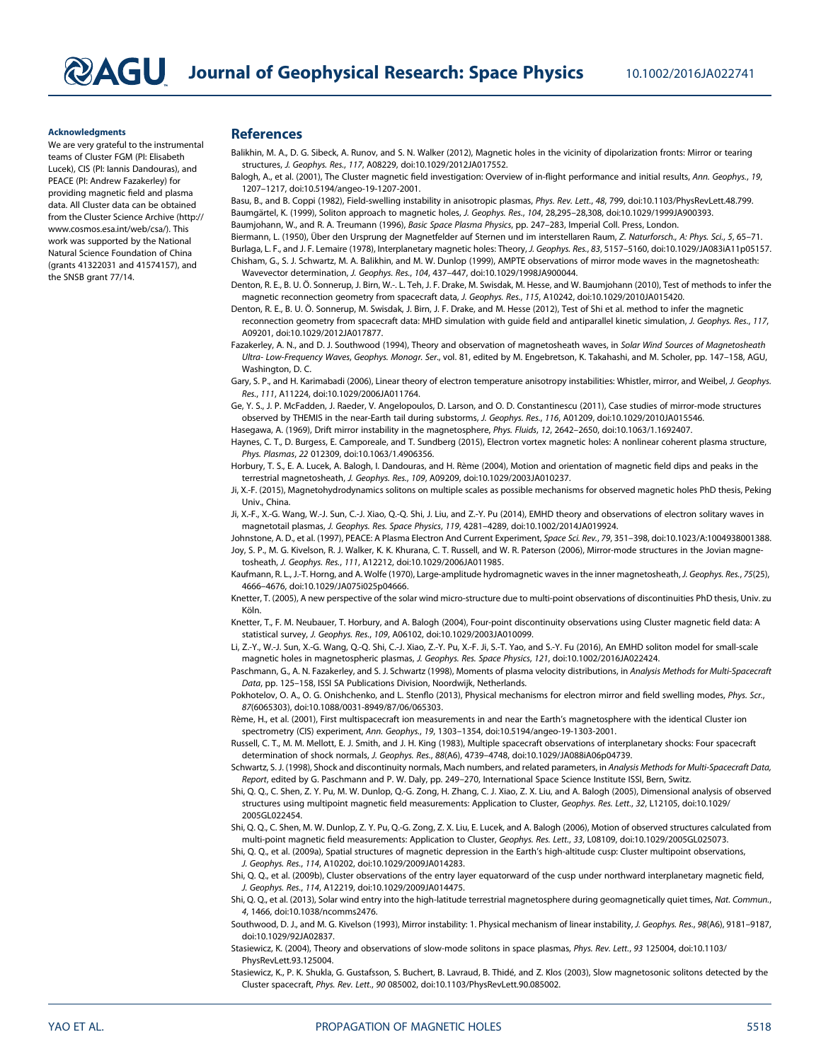**Acknowledgments**

We are very grateful to the instrumental teams of Cluster FGM (PI: Elisabeth Lucek), CIS (PI: Iannis Dandouras), and PEACE (PI: Andrew Fazakerley) for providing magnetic field and plasma data. All Cluster data can be obtained from the Cluster Science Archive (http://www.cosmos.esa.int/web/csa/). This work was supported by the National Natural Science Foundation of China (grants 41322031 and 41574157), and the SNSB grant 77/14.

## References

Balikhin, M. A., D. G. Sibeck, A. Runov, and S. N. Walker (2012), Magnetic holes in the vicinity of dipolarization fronts: Mirror or tearing structures, *J. Geophys. Res.*, *117*, A08229, doi:10.1029/2012JA017552.

Balogh, A., et al. (2001), The Cluster magnetic field investigation: Overview of in-flight performance and initial results, *Ann. Geophys.*, *19*, 1207–1217, doi:10.5194/angeo-19-1207-2001.

Basu, B., and B. Coppi (1982), Field-swelling instability in anisotropic plasmas, *Phys. Rev. Lett.*, *48*, 799, doi:10.1103/PhysRevLett.48.799.

Baumgärtel, K. (1999), Soliton approach to magnetic holes, *J. Geophys. Res.*, *104*, 28,295–28,308, doi:10.1029/1999JA900393.

Baumjohann, W., and R. A. Treumann (1996), *Basic Space Plasma Physics*, pp. 247–283, Imperial Coll. Press, London.

Biermann, L. (1950), Über den Ursprung der Magnetfelder auf Sternen und im interstellaren Raum, *Z. Naturforsch., A: Phys. Sci.*, *5*, 65–71.

Burlaga, L. F., and J. F. Lemaire (1978), Interplanetary magnetic holes: Theory, *J. Geophys. Res.*, *83*, 5157–5160, doi:10.1029/JA083iA11p05157.

Chisham, G., S. J. Schwartz, M. A. Balikhin, and M. W. Dunlop (1999), AMPTE observations of mirror mode waves in the magnetosheath: Wavevector determination, *J. Geophys. Res.*, *104*, 437–447, doi:10.1029/1998JA900044.

Denton, R. E., B. U. Ö. Sonnerup, J. Birn, W.-. L. Teh, J. F. Drake, M. Swisdak, M. Hesse, and W. Baumjohann (2010), Test of methods to infer the magnetic reconnection geometry from spacecraft data, *J. Geophys. Res.*, *115*, A10242, doi:10.1029/2010JA015420.

Denton, R. E., B. U. Ö. Sonnerup, M. Swisdak, J. Birn, J. F. Drake, and M. Hesse (2012), Test of Shi et al. method to infer the magnetic reconnection geometry from spacecraft data: MHD simulation with guide field and antiparallel kinetic simulation, *J. Geophys. Res.*, *117*, A09201, doi:10.1029/2012JA017877.

Fazakerley, A. N., and D. J. Southwood (1994), Theory and observation of magnetosheath waves, in *Solar Wind Sources of Magnetospheric Ultra- Low-Frequency Waves, Geophys. Monogr. Ser.*, vol. 81, edited by M. Engebretson, K. Takahashi, and M. Scholer, pp. 147–158, AGU, Washington, D. C.

Gary, S. P., and H. Karimabadi (2006), Linear theory of electron temperature anisotropy instabilities: Whistler, mirror, and Weibel, *J. Geophys. Res.*, *111*, A11224, doi:10.1029/2006JA011764.

Ge, Y. S., J. P. McFadden, J. Raeder, V. Angelopoulos, D. Larson, and O. D. Constantinescu (2011), Case studies of mirror-mode structures observed by THEMIS in the near-Earth tail during substorms, *J. Geophys. Res.*, *116*, A01209, doi:10.1029/2010JA015546.

Hasegawa, A. (1969), Drift mirror instability in the magnetosphere, *Phys. Fluids*, *12*, 2642–2650, doi:10.1063/1.1692407.

Haynes, C. T., D. Burgess, E. Camporeale, and T. Sundberg (2015), Electron vortex magnetic holes: A nonlinear coherent plasma structure, *Phys. Plasmas*, *22* 012309, doi:10.1063/1.4906356.

Horbury, T. S., E. A. Lucek, A. Balogh, I. Dandouras, and H. Rème (2004), Motion and orientation of magnetic field dips and peaks in the terrestrial magnetosheath, *J. Geophys. Res.*, *109*, A09209, doi:10.1029/2003JA010237.

Ji, X.-F. (2015), Magnetohydrodynamics solitons on multiple scales as possible mechanisms for observed magnetic holes PhD thesis, Peking Univ., China.

Ji, X.-F., X.-G. Wang, W.-J. Sun, C.-J. Xiao, Q.-Q. Shi, J. Liu, and Z.-Y. Pu (2014), EMHD theory and observations of electron solitary waves in magnetotail plasmas, *J. Geophys. Res. Space Physics*, *119*, 4281–4289, doi:10.1002/2014JA019924.

Johnstone, A. D., et al. (1997), PEACE: A Plasma Electron And Current Experiment, *Space Sci. Rev.*, *79*, 351–398, doi:10.1023/A:1004938001388.

Joy, S. P., M. G. Kivelson, R. J. Walker, K. K. Khurana, C. T. Russell, and W. R. Paterson (2006), Mirror-mode structures in the Jovian magnetosheath, *J. Geophys. Res.*, *111*, A12212, doi:10.1029/2006JA011985.

Kaufmann, R. L., J.-T. Horng, and A. Wolfe (1970), Large-amplitude hydromagnetic waves in the inner magnetosheath, *J. Geophys. Res.*, *75*(25), 4666–4676, doi:10.1029/JA075i025p04666.

Knetter, T. (2005), A new perspective of the solar wind micro-structure due to multi-point observations of discontinuities PhD thesis, Univ. zu Köln.

Knetter, T., F. M. Neubauer, T. Horbury, and A. Balogh (2004), Four-point discontinuity observations using Cluster magnetic field data: A statistical survey, *J. Geophys. Res.*, *109*, A06102, doi:10.1029/2003JA010099.

Li, Z.-Y., W.-J. Sun, X.-G. Wang, Q.-Q. Shi, C.-J. Xiao, Z.-Y. Pu, X.-F. Ji, S.-T. Yao, and S.-Y. Fu (2016), An EMHD soliton model for small-scale magnetic holes in magnetospheric plasmas, *J. Geophys. Res. Space Physics*, *121*, doi:10.1002/2016JA022424.

Paschmann, G., A. N. Fazakerley, and S. J. Schwartz (1998), Moments of plasma velocity distributions, in *Analysis Methods for Multi-Spacecraft Data*, pp. 125–158, ISSI SA Publications Division, Noordwijk, Netherlands.

Pokhotelov, O. A., O. G. Onishchenko, and L. Stenflo (2013), Physical mechanisms for electron mirror and field swelling modes, *Phys. Scr.*, *87*(6065303), doi:10.1088/0031-8949/87/06/065303.

Rème, H., et al. (2001), First multispacecraft ion measurements in and near the Earth's magnetosphere with the identical Cluster ion spectrometry (CIS) experiment, *Ann. Geophys.*, *19*, 1303–1354, doi:10.5194/angeo-19-1303-2001.

Russell, C. T., M. M. Mellott, E. J. Smith, and J. H. King (1983), Multiple spacecraft observations of interplanetary shocks: Four spacecraft determination of shock normals, *J. Geophys. Res.*, *88*(A6), 4739–4748, doi:10.1029/JA088iA06p04739.

Schwartz, S. J. (1998), Shock and discontinuity normals, Mach numbers, and related parameters, in *Analysis Methods for Multi-Spacecraft Data, Report*, edited by G. Paschmann and P. W. Daly, pp. 249–270, International Space Science Institute ISSI, Bern, Switz.

Shi, Q. Q., C. Shen, Z. Y. Pu, M. W. Dunlop, Q.-G. Zong, H. Zhang, C. J. Xiao, Z. X. Liu, and A. Balogh (2005), Dimensional analysis of observed structures using multipoint magnetic field measurements: Application to Cluster, *Geophys. Res. Lett.*, *32*, L12105, doi:10.1029/2005GL022454.

Shi, Q. Q., C. Shen, M. W. Dunlop, Z. Y. Pu, Q.-G. Zong, Z. X. Liu, E. Lucek, and A. Balogh (2006), Motion of observed structures calculated from multi-point magnetic field measurements: Application to Cluster, *Geophys. Res. Lett.*, *33*, L08109, doi:10.1029/2005GL025073.

Shi, Q. Q., et al. (2009a), Spatial structures of magnetic depression in the Earth's high-altitude cusp: Cluster multipoint observations, *J. Geophys. Res.*, *114*, A10202, doi:10.1029/2009JA014283.

Shi, Q. Q., et al. (2009b), Cluster observations of the entry layer equatorward of the cusp under northward interplanetary magnetic field, *J. Geophys. Res.*, *114*, A12219, doi:10.1029/2009JA014475.

Shi, Q. Q., et al. (2013), Solar wind entry into the high-latitude terrestrial magnetosphere during geomagnetically quiet times, *Nat. Commun.*, *4*, 1466, doi:10.1038/ncomms2476.

Southwood, D. J., and M. G. Kivelson (1993), Mirror instability: 1. Physical mechanism of linear instability, *J. Geophys. Res.*, *98*(A6), 9181–9187, doi:10.1029/92JA02837.

Stasiewicz, K. (2004), Theory and observations of slow-mode solitons in space plasmas, *Phys. Rev. Lett.*, *93* 125004, doi:10.1103/PhysRevLett.93.125004.

Stasiewicz, K., P. K. Shukla, G. Gustafsson, S. Buchert, B. Lavraud, B. Thidé, and Z. Klos (2003), Slow magnetosonic solitons detected by the Cluster spacecraft, *Phys. Rev. Lett.*, *90* 085002, doi:10.1103/PhysRevLett.90.085002.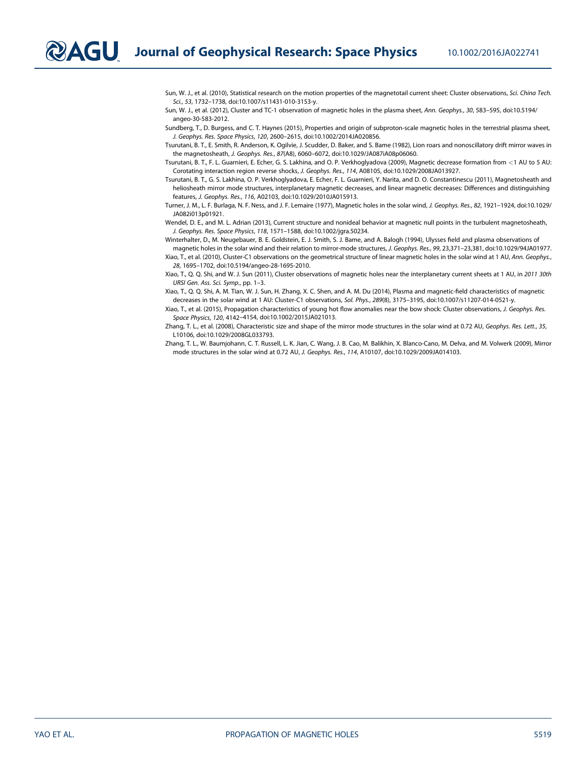Sun, W. J., et al. (2010), Statistical research on the motion properties of the magnetotail current sheet: Cluster observations, *Sci. China Tech. Sci.*, *53*, 1732–1738, doi:10.1007/s11431-010-3153-y.

Sun, W. J., et al. (2012), Cluster and TC-1 observation of magnetic holes in the plasma sheet, *Ann. Geophys.*, *30*, 583–595, doi:10.5194/angeo-30-583-2012.

Sundberg, T., D. Burgess, and C. T. Haynes (2015), Properties and origin of subproton-scale magnetic holes in the terrestrial plasma sheet, *J. Geophys. Res. Space Physics*, *120*, 2600–2615, doi:10.1002/2014JA020856.

Tsurutani, B. T., E. Smith, R. Anderson, K. Ogilvie, J. Scudder, D. Baker, and S. Bame (1982), Lion roars and nonoscillatory drift mirror waves in the magnetosheath, *J. Geophys. Res.*, *87*(A8), 6060–6072, doi:10.1029/JA087iA08p06060.

Tsurutani, B. T., F. L. Guarnieri, E. Echer, G. S. Lakhina, and O. P. Verkhoglyadova (2009), Magnetic decrease formation from <1 AU to 5 AU: Corotating interaction region reverse shocks, *J. Geophys. Res.*, *114*, A08105, doi:10.1029/2008JA013927.

Tsurutani, B. T., G. S. Lakhina, O. P. Verkhoglyadova, E. Echer, F. L. Guarnieri, Y. Narita, and D. O. Constantinescu (2011), Magnetosheath and heliosheath mirror mode structures, interplanetary magnetic decreases, and linear magnetic decreases: Differences and distinguishing features, *J. Geophys. Res.*, *116*, A02103, doi:10.1029/2010JA015913.

Turner, J. M., L. F. Burlaga, N. F. Ness, and J. F. Lemaire (1977), Magnetic holes in the solar wind, *J. Geophys. Res.*, *82*, 1921–1924, doi:10.1029/JA082i013p01921.

Wendel, D. E., and M. L. Adrian (2013), Current structure and nonideal behavior at magnetic null points in the turbulent magnetosheath, *J. Geophys. Res. Space Physics*, *118*, 1571–1588, doi:10.1002/jgra.50234.

Winterhalter, D., M. Neugebauer, B. E. Goldstein, E. J. Smith, S. J. Bame, and A. Balogh (1994), Ulysses field and plasma observations of magnetic holes in the solar wind and their relation to mirror-mode structures, *J. Geophys. Res.*, *99*, 23,371–23,381, doi:10.1029/94JA01977.

Xiao, T., et al. (2010), Cluster-C1 observations on the geometrical structure of linear magnetic holes in the solar wind at 1 AU, *Ann. Geophys.*, *28*, 1695–1702, doi:10.5194/angeo-28-1695-2010.

Xiao, T., Q. Q. Shi, and W. J. Sun (2011), Cluster observations of magnetic holes near the interplanetary current sheets at 1 AU, in *2011 30th URSI Gen. Ass. Sci. Symp.*, pp. 1–3.

Xiao, T., Q. Q. Shi, A. M. Tian, W. J. Sun, H. Zhang, X. C. Shen, and A. M. Du (2014), Plasma and magnetic-field characteristics of magnetic decreases in the solar wind at 1 AU: Cluster-C1 observations, *Sol. Phys.*, *289*(8), 3175–3195, doi:10.1007/s11207-014-0521-y.

Xiao, T., et al. (2015), Propagation characteristics of young hot flow anomalies near the bow shock: Cluster observations, *J. Geophys. Res. Space Physics*, *120*, 4142–4154, doi:10.1002/2015JA021013.

Zhang, T. L., et al. (2008), Characteristic size and shape of the mirror mode structures in the solar wind at 0.72 AU, *Geophys. Res. Lett.*, *35*, L10106, doi:10.1029/2008GL033793.

Zhang, T. L., W. Baumjohann, C. T. Russell, L. K. Jian, C. Wang, J. B. Cao, M. Balikhin, X. Blanco-Cano, M. Delva, and M. Volwerk (2009), Mirror mode structures in the solar wind at 0.72 AU, *J. Geophys. Res.*, *114*, A10107, doi:10.1029/2009JA014103.